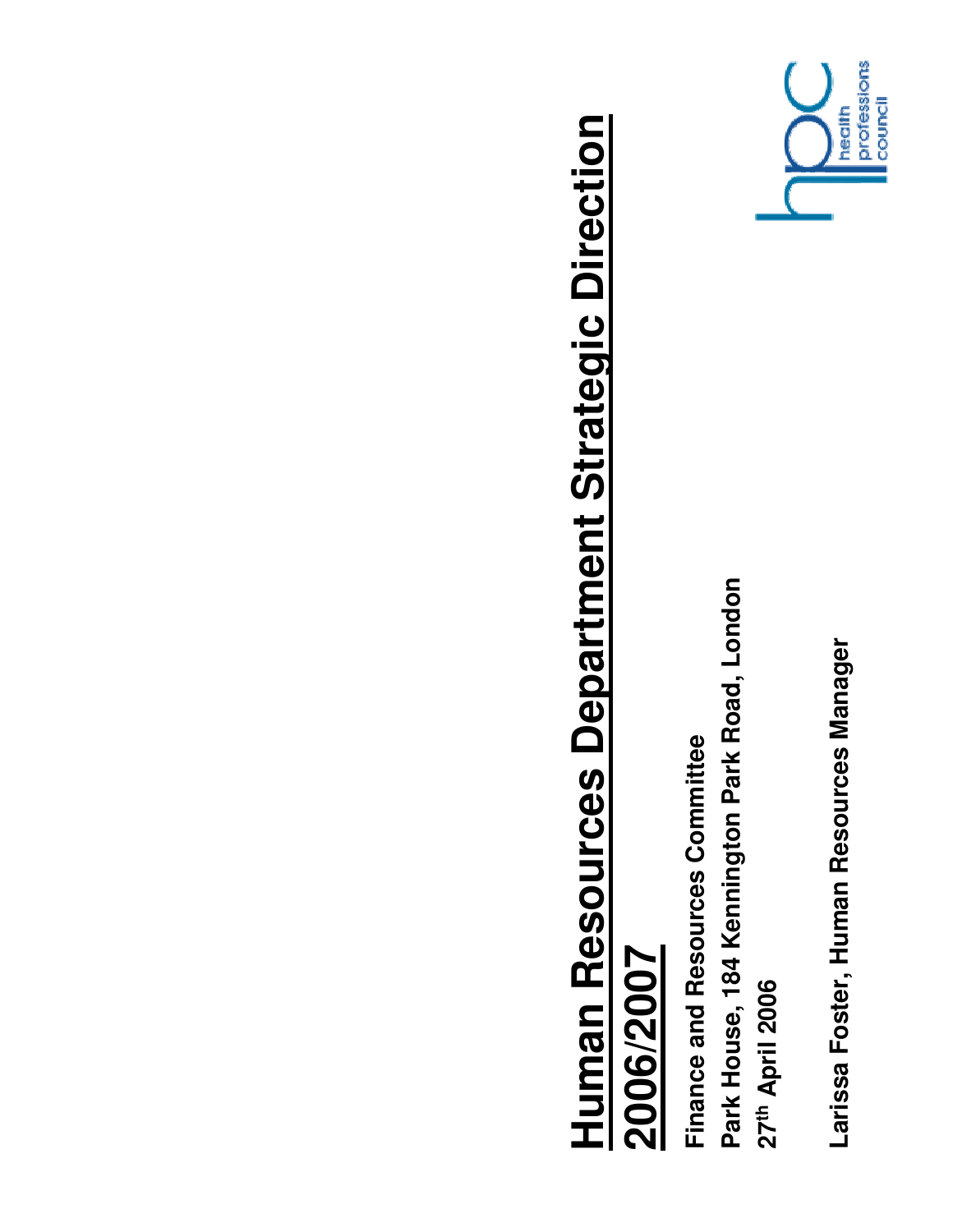# Human Resources Department Strategic Direction 2006/2007

**Finance and Resources Committee**

**Park House, 184 Kennington Park Road, London**

**27th April 2006**

**Larissa Foster, Human Resources Manager**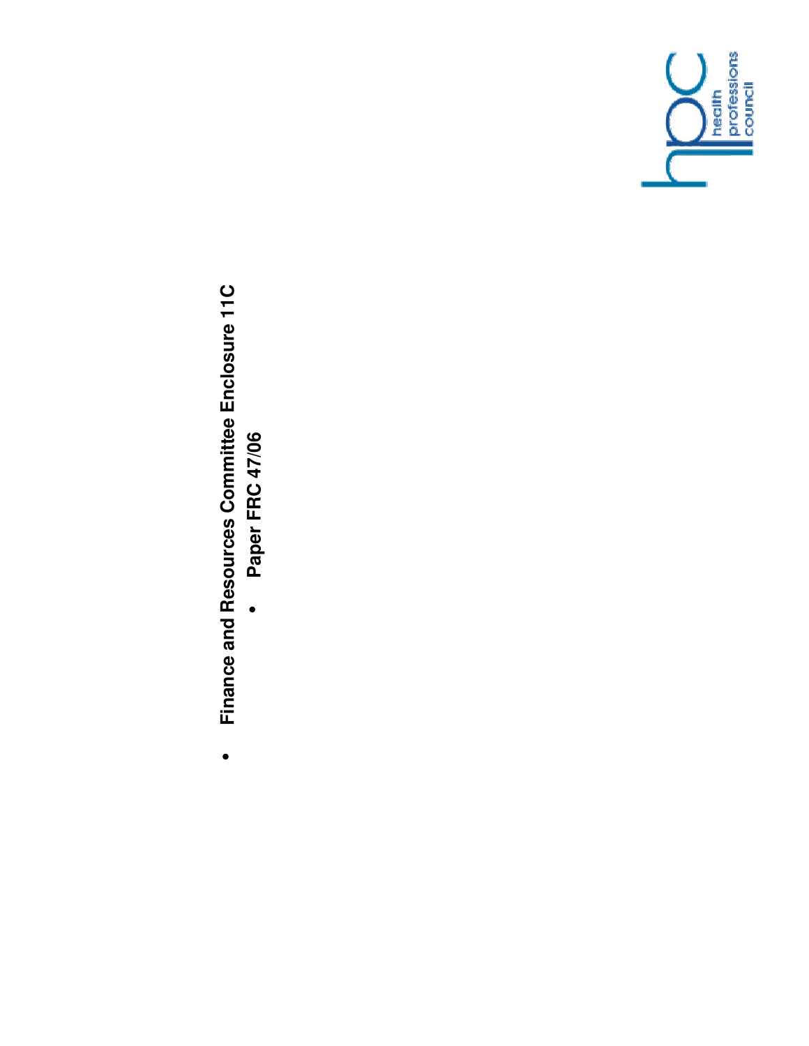- **Finance and Resources Committee Enclosure 11C**
  - **Paper FRC 47/06**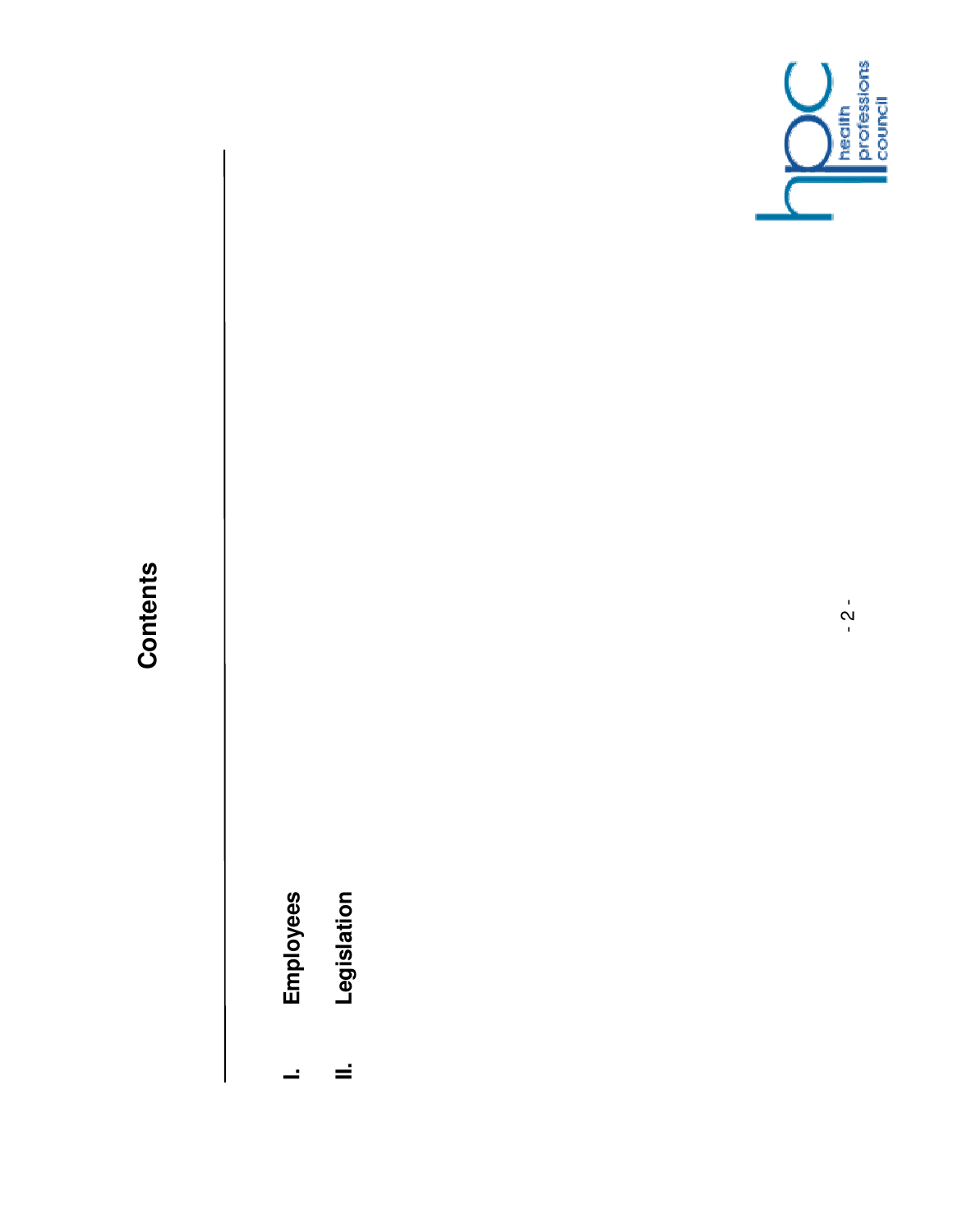# Contents

I. **Employees**

II. **Legislation**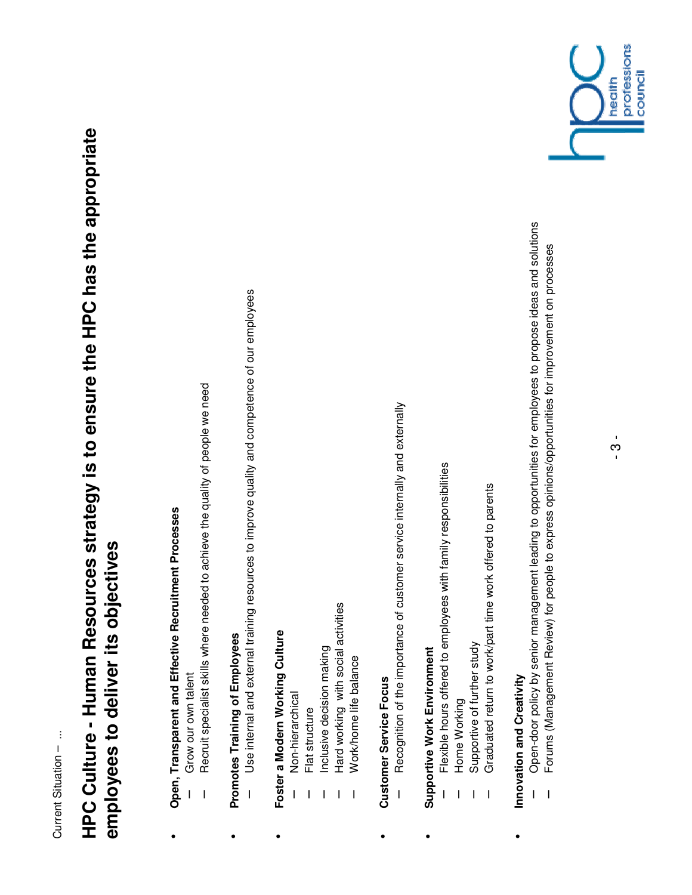Current Situation – ...

# HPC Culture - Human Resources strategy is to ensure the HPC has the appropriate employees to deliver its objectives

- **Open, Transparent and Effective Recruitment Processes**
  – Grow our own talent
  – Recruit specialist skills where needed to achieve the quality of people we need
- **Promotes Training of Employees**
  – Use internal and external training resources to improve quality and competence of our employees
- **Foster a Modern Working Culture**
  – Non-hierarchical
  – Flat structure
  – Inclusive decision making
  – Hard working with social activities
  – Work/home life balance
- **Customer Service Focus**
  – Recognition of the importance of customer service internally and externally
- **Supportive Work Environment**
  – Flexible hours offered to employees with family responsibilities
  – Home Working
  – Supportive of further study
  – Graduated return to work/part time work offered to parents
- **Innovation and Creativity**
  – Open-door policy by senior management leading to opportunities for employees to propose ideas and solutions
  – Forums (Management Review) for people to express opinions/opportunities for improvement on processes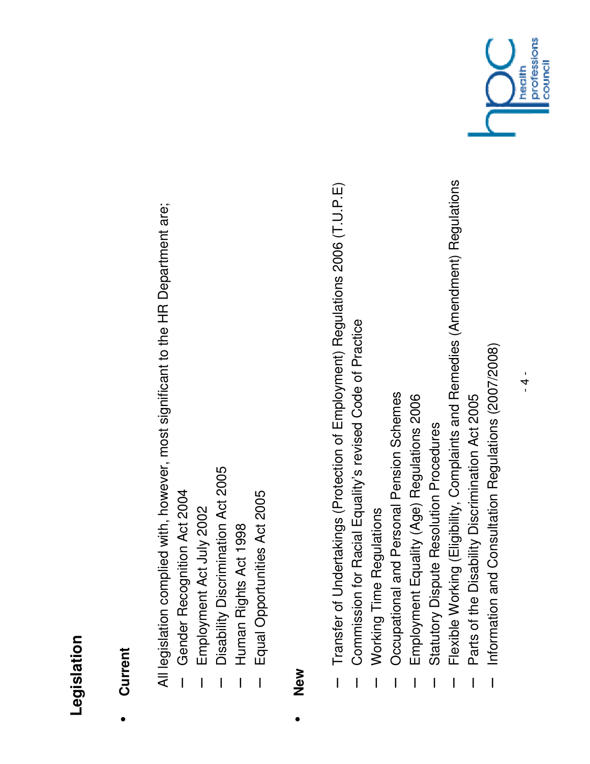# Legislation

- **Current**

  All legislation complied with, however, most significant to the HR Department are;
  - Gender Recognition Act 2004
  - Employment Act July 2002
  - Disability Discrimination Act 2005
  - Human Rights Act 1998
  - Equal Opportunities Act 2005

- **New**
  - Transfer of Undertakings (Protection of Employment) Regulations 2006 (T.U.P.E)
  - Commission for Racial Equality's revised Code of Practice
  - Working Time Regulations
  - Occupational and Personal Pension Schemes
  - Employment Equality (Age) Regulations 2006
  - Statutory Dispute Resolution Procedures
  - Flexible Working (Eligibility, Complaints and Remedies (Amendment) Regulations
  - Parts of the Disability Discrimination Act 2005
  - Information and Consultation Regulations (2007/2008)